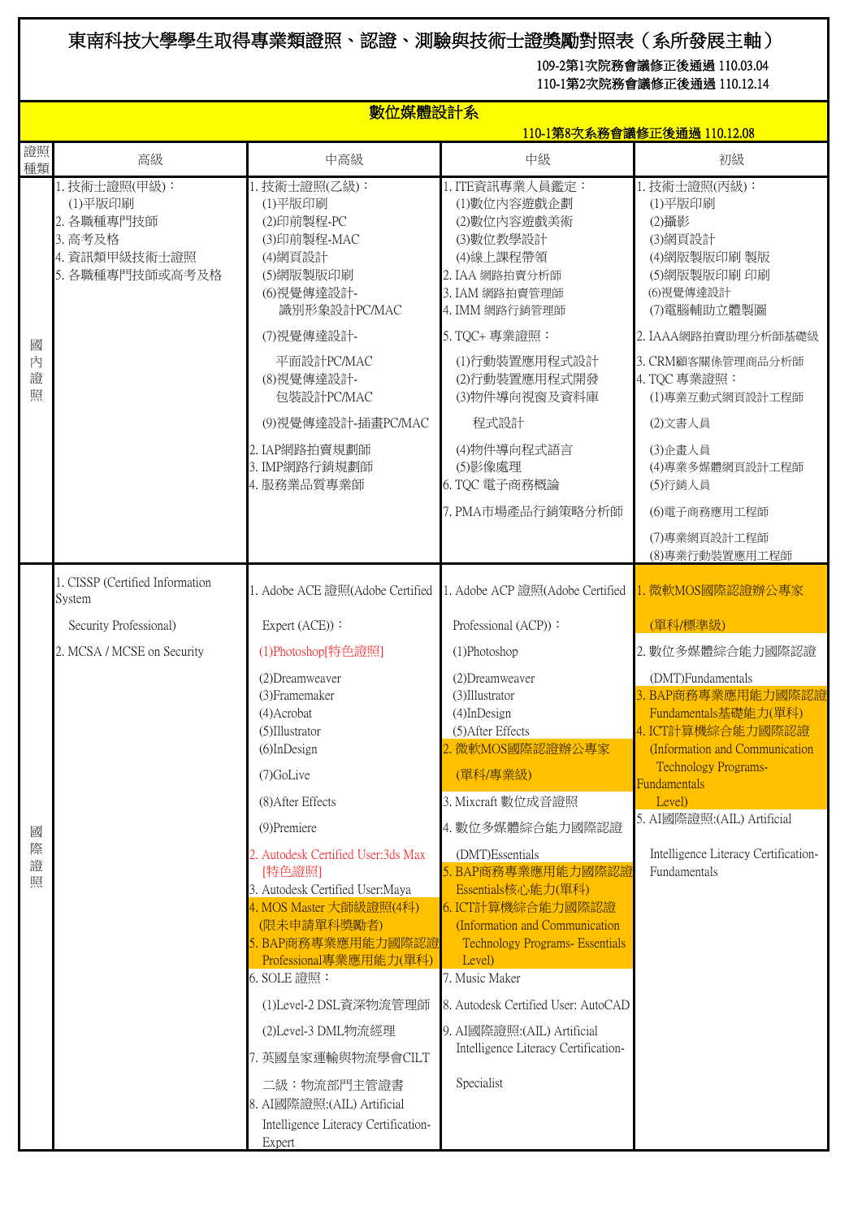# 東南科技大學學生取得專業類證照、認證、測驗與技術士證獎勵對照表（系所發展主軸）

109-2第1次院務會議修正後通過 110.03.04
110-1第2次院務會議修正後通過 110.12.14

## 數位媒體設計系

110-1第8次系務會議修正後通過 110.12.08

| 證照種類 | 高級 | 中高級 | 中級 | 初級 |
|---|---|---|---|---|
| 國內證照 | 1. 技術士證照(甲級)：<br>(1)平版印刷<br>2. 各職種專門技師<br>3. 高考及格<br>4. 資訊類甲級技術士證照<br>5. 各職種專門技師或高考及格 | 1. 技術士證照(乙級)：<br>(1)平版印刷<br>(2)印前製程-PC<br>(3)印前製程-MAC<br>(4)網頁設計<br>(5)網版製版印刷<br>(6)視覺傳達設計-識別形象設計PC/MAC<br>(7)視覺傳達設計-平面設計PC/MAC<br>(8)視覺傳達設計-包裝設計PC/MAC<br>(9)視覺傳達設計-插畫PC/MAC<br>2. IAP網路拍賣規劃師<br>3. IMP網路行銷規劃師<br>4. 服務業品質專業師 | 1. ITE資訊專業人員鑑定：<br>(1)數位內容遊戲企劃<br>(2)數位內容遊戲美術<br>(3)數位教學設計<br>(4)線上課程帶領<br>2. IAA 網路拍賣分析師<br>3. IAM 網路拍賣管理師<br>4. IMM 網路行銷管理師<br>5. TQC+ 專業證照：<br>(1)行動裝置應用程式設計<br>(2)行動裝置應用程式開發<br>(3)物件導向視窗及資料庫程式設計<br>(4)物件導向程式語言<br>(5)影像處理<br>6. TQC 電子商務概論<br>7. PMA市場產品行銷策略分析師 | 1. 技術士證照(丙級)：<br>(1)平版印刷<br>(2)攝影<br>(3)網頁設計<br>(4)網版製版印刷 製版<br>(5)網版製版印刷 印刷<br>(6)視覺傳達設計<br>(7)電腦輔助立體製圖<br>2. IAAA網路拍賣助理分析師基礎級<br>3. CRM顧客關係管理商品分析師<br>4. TQC 專業證照：<br>(1)專業互動式網頁設計工程師<br>(2)文書人員<br>(3)企畫人員<br>(4)專業多媒體網頁設計工程師<br>(5)行銷人員<br>(6)電子商務應用工程師<br>(7)專業網頁設計工程師<br>(8)專業行動裝置應用工程師 |
| 國際證照 | 1. CISSP (Certified Information System Security Professional)<br>2. MCSA / MCSE on Security | 1. Adobe ACE 證照(Adobe Certified Expert (ACE))：<br>(1)Photoshop[特色證照]<br>(2)Dreamweaver<br>(3)Framemaker<br>(4)Acrobat<br>(5)Illustrator<br>(6)InDesign<br>(7)GoLive<br>(8)After Effects<br>(9)Premiere<br>2. Autodesk Certified User:3ds Max [特色證照]<br>3. Autodesk Certified User:Maya<br>4. MOS Master 大師級證照(4科)(限未申請單科獎勵者)<br>5. BAP商務專業應用能力國際認證Professional專業應用能力(單科)<br>6. SOLE 證照：<br>(1)Level-2 DSL資深物流管理師<br>(2)Level-3 DML物流經理<br>7. 英國皇家運輸與物流學會CILT 二級：物流部門主管證書<br>8. AI國際證照:(AIL) Artificial Intelligence Literacy Certification-Expert | 1. Adobe ACP 證照(Adobe Certified Professional (ACP))：<br>(1)Photoshop<br>(2)Dreamweaver<br>(3)Illustrator<br>(4)InDesign<br>(5)After Effects<br>2. 微軟MOS國際認證辦公專家(單科/專業級)<br>3. Mixcraft 數位成音證照<br>4. 數位多媒體綜合能力國際認證(DMT)Essentials<br>5. BAP商務專業應用能力國際認證Essentials核心能力(單科)<br>6. ICT計算機綜合能力國際認證(Information and Communication Technology Programs- Essentials Level)<br>7. Music Maker<br>8. Autodesk Certified User: AutoCAD<br>9. AI國際證照:(AIL) Artificial Intelligence Literacy Certification-Specialist | 1. 微軟MOS國際認證辦公專家(單科/標準級)<br>2. 數位多媒體綜合能力國際認證(DMT)Fundamentals<br>3. BAP商務專業應用能力國際認證Fundamentals基礎能力(單科)<br>4. ICT計算機綜合能力國際認證(Information and Communication Technology Programs-Fundamentals Level)<br>5. AI國際證照:(AIL) Artificial Intelligence Literacy Certification-Fundamentals |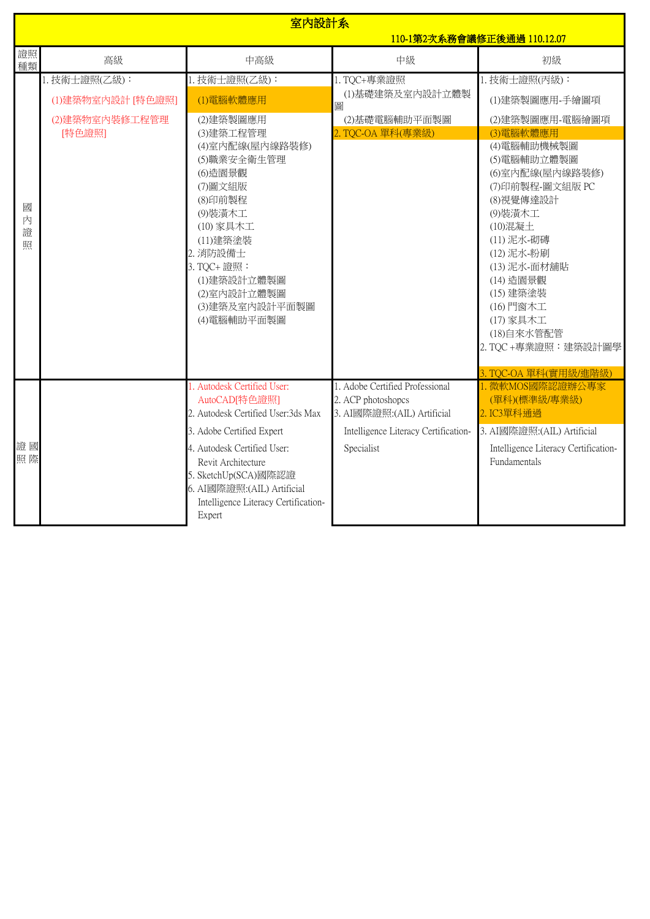# 室內設計系

110-1第2次系務會議修正後通過 110.12.07

| 證照種類 | 高級 | 中高級 | 中級 | 初級 |
|---|---|---|---|---|
| 國內證照 | 1. 技術士證照(乙級)：<br>(1)建築物室內設計 [特色證照]<br>(2)建築物室內裝修工程管理 [特色證照] | 1. 技術士證照(乙級)：<br>(1)電腦軟體應用<br>(2)建築製圖應用<br>(3)建築工程管理<br>(4)室內配線(屋內線路裝修)<br>(5)職業安全衛生管理<br>(6)造園景觀<br>(7)圖文組版<br>(8)印前製程<br>(9)裝潢木工<br>(10) 家具木工<br>(11)建築塗裝<br>2. 消防設備士<br>3. TQC+ 證照：<br>(1)建築設計立體製圖<br>(2)室內設計立體製圖<br>(3)建築及室內設計平面製圖<br>(4)電腦輔助平面製圖 | 1. TQC+專業證照<br>(1)基礎建築及室內設計立體製圖<br>(2)基礎電腦輔助平面製圖<br>2. TQC-OA 單科(專業級) | 1. 技術士證照(丙級)：<br>(1)建築製圖應用-手繪圖項<br>(2)建築製圖應用-電腦繪圖項<br>(3)電腦軟體應用<br>(4)電腦輔助機械製圖<br>(5)電腦輔助立體製圖<br>(6)室內配線(屋內線路裝修)<br>(7)印前製程-圖文組版 PC<br>(8)視覺傳達設計<br>(9)裝潢木工<br>(10)混凝土<br>(11) 泥水-砌磚<br>(12) 泥水-粉刷<br>(13) 泥水-面材舖貼<br>(14) 造園景觀<br>(15) 建築塗裝<br>(16) 門窗木工<br>(17) 家具木工<br>(18)自來水管配管<br>2. TQC +專業證照：建築設計圖學<br>3. TQC-OA 單科(實用級/進階級) |
| 國際證照 | | 1. Autodesk Certified User: AutoCAD[特色證照]<br>2. Autodesk Certified User:3ds Max<br>3. Adobe Certified Expert<br>4. Autodesk Certified User: Revit Architecture<br>5. SketchUp(SCA)國際認證<br>6. AI國際證照:(AIL) Artificial Intelligence Literacy Certification-Expert | 1. Adobe Certified Professional<br>2. ACP photoshopcs<br>3. AI國際證照:(AIL) Artificial Intelligence Literacy Certification-Specialist | 1. 微軟MOS國際認證辦公專家(單科)(標準級/專業級)<br>2. IC3單科通過<br>3. AI國際證照:(AIL) Artificial Intelligence Literacy Certification-Fundamentals |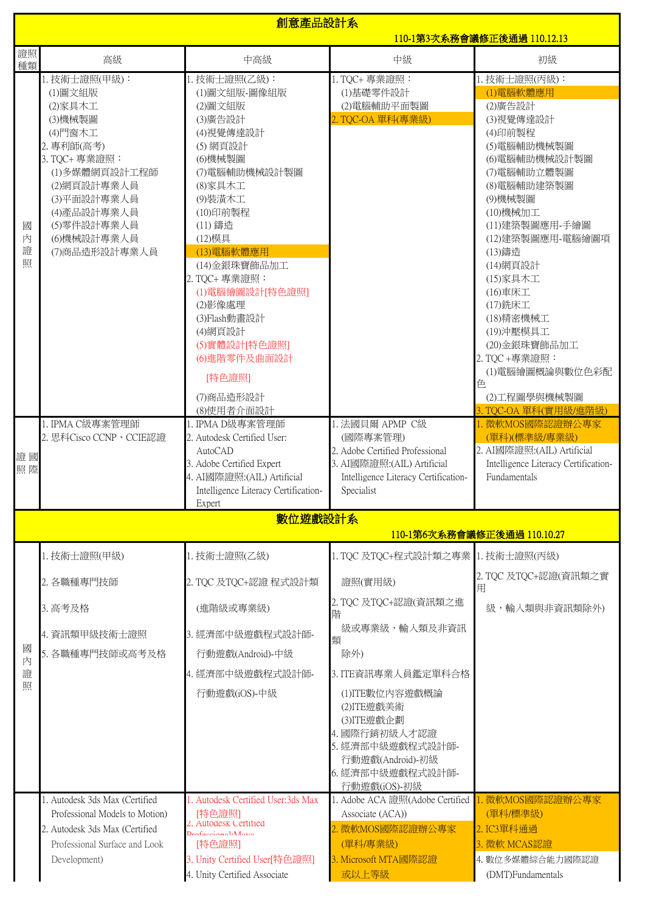## 創意產品設計系

110-1第3次系務會議修正後通過 110.12.13

| 證照種類 | 高級 | 中高級 | 中級 | 初級 |
|---|---|---|---|---|
| 國內證照 | 1. 技術士證照(甲級)：<br>(1)圖文組版<br>(2)家具木工<br>(3)機械製圖<br>(4)門窗木工<br>2. 專利師(高考)<br>3. TQC+ 專業證照：<br>(1)多媒體網頁設計工程師<br>(2)網頁設計專業人員<br>(3)平面設計專業人員<br>(4)產品設計專業人員<br>(5)零件設計專業人員<br>(6)機械設計專業人員<br>(7)商品造形設計專業人員 | 1. 技術士證照(乙級)：<br>(1)圖文組版-圖像組版<br>(2)圖文組版<br>(3)廣告設計<br>(4)視覺傳達設計<br>(5) 網頁設計<br>(6)機械製圖<br>(7)電腦輔助機械設計製圖<br>(8)家具木工<br>(9)裝潢木工<br>(10)印前製程<br>(11) 鑄造<br>(12)模具<br>(13)電腦軟體應用<br>(14)金銀珠寶飾品加工<br>2. TQC+ 專業證照：<br>(1)電腦繪圖設計[特色證照]<br>(2)影像處理<br>(3)Flash動畫設計<br>(4)網頁設計<br>(5)實體設計[特色證照]<br>(6)進階零件及曲面設計 [特色證照]<br>(7)商品造形設計<br>(8)使用者介面設計 | 1. TQC+ 專業證照：<br>(1)基礎零件設計<br>(2)電腦輔助平面製圖<br>2. TQC-OA 單科(專業級) | 1. 技術士證照(丙級)：<br>(1)電腦軟體應用<br>(2)廣告設計<br>(3)視覺傳達設計<br>(4)印前製程<br>(5)電腦輔助機械製圖<br>(6)電腦輔助機械設計製圖<br>(7)電腦輔助立體製圖<br>(8)電腦輔助建築製圖<br>(9)機械製圖<br>(10)機械加工<br>(11)建築製圖應用-手繪圖<br>(12)建築製圖應用-電腦繪圖項<br>(13)鑄造<br>(14)網頁設計<br>(15)家具木工<br>(16)車床工<br>(17)銑床工<br>(18)精密機械工<br>(19)沖壓模具工<br>(20)金銀珠寶飾品加工<br>2. TQC +專業證照：<br>(1)電腦繪圖概論與數位色彩配色<br>(2)工程圖學與機械製圖<br>3. TQC-OA 單科(實用級/進階級) |
| 國際證照 | 1. IPMA C級專案管理師<br>2. 思科Cisco CCNP、CCIE認證 | 1. IPMA D級專案管理師<br>2. Autodesk Certified User: AutoCAD<br>3. Adobe Certified Expert<br>4. AI國際證照:(AIL) Artificial Intelligence Literacy Certification-Expert | 1. 法國貝爾 APMP C級 (國際專案管理)<br>2. Adobe Certified Professional<br>3. AI國際證照:(AIL) Artificial Intelligence Literacy Certification-Specialist | 1. 微軟MOS國際認證辦公專家 (單科)(標準級/專業級)<br>2. AI國際證照:(AIL) Artificial Intelligence Literacy Certification-Fundamentals |

## 數位遊戲設計系

110-1第6次系務會議修正後通過 110.10.27

| 證照種類 | 高級 | 中高級 | 中級 | 初級 |
|---|---|---|---|---|
| 國內證照 | 1. 技術士證照(甲級)<br>2. 各職種專門技師<br>3. 高考及格<br>4. 資訊類甲級技術士證照<br>5. 各職種專門技師或高考及格 | 1. 技術士證照(乙級)<br>2. TQC 及TQC+認證 程式設計類 (進階級或專業級)<br>3. 經濟部中級遊戲程式設計師-行動遊戲(Android)-中級<br>4. 經濟部中級遊戲程式設計師-行動遊戲(iOS)-中級 | 1. TQC 及TQC+程式設計類之專業證照(實用級)<br>2. TQC 及TQC+認證(資訊類之進階級或專業級，輸入類及非資訊類除外)<br>3. ITE資訊專業人員鑑定單科合格<br>(1)ITE數位內容遊戲概論<br>(2)ITE遊戲美術<br>(3)ITE遊戲企劃<br>4. 國際行銷初級人才認證<br>5. 經濟部中級遊戲程式設計師-行動遊戲(Android)-初級<br>6. 經濟部中級遊戲程式設計師-行動遊戲(iOS)-初級 | 1. 技術士證照(丙級)<br>2. TQC 及TQC+認證(資訊類之實用級，輸入類與非資訊類除外) |
| | 1. Autodesk 3ds Max (Certified Professional Models to Motion)<br>2. Autodesk 3ds Max (Certified Professional Surface and Look Development) | 1. Autodesk Certified User:3ds Max [特色證照]<br>2. Autodesk Certified Professional:Maya [特色證照]<br>3. Unity Certified User[特色證照]<br>4. Unity Certified Associate | 1. Adobe ACA 證照(Adobe Certified Associate (ACA))<br>2. 微軟MOS國際認證辦公專家 (單科/專業級)<br>3. Microsoft MTA國際認證 或以上等級 | 1. 微軟MOS國際認證辦公專家 (單科/標準級)<br>2. IC3單科通過<br>3. 微軟 MCAS認證<br>4. 數位多媒體綜合能力國際認證 (DMT)Fundamentals |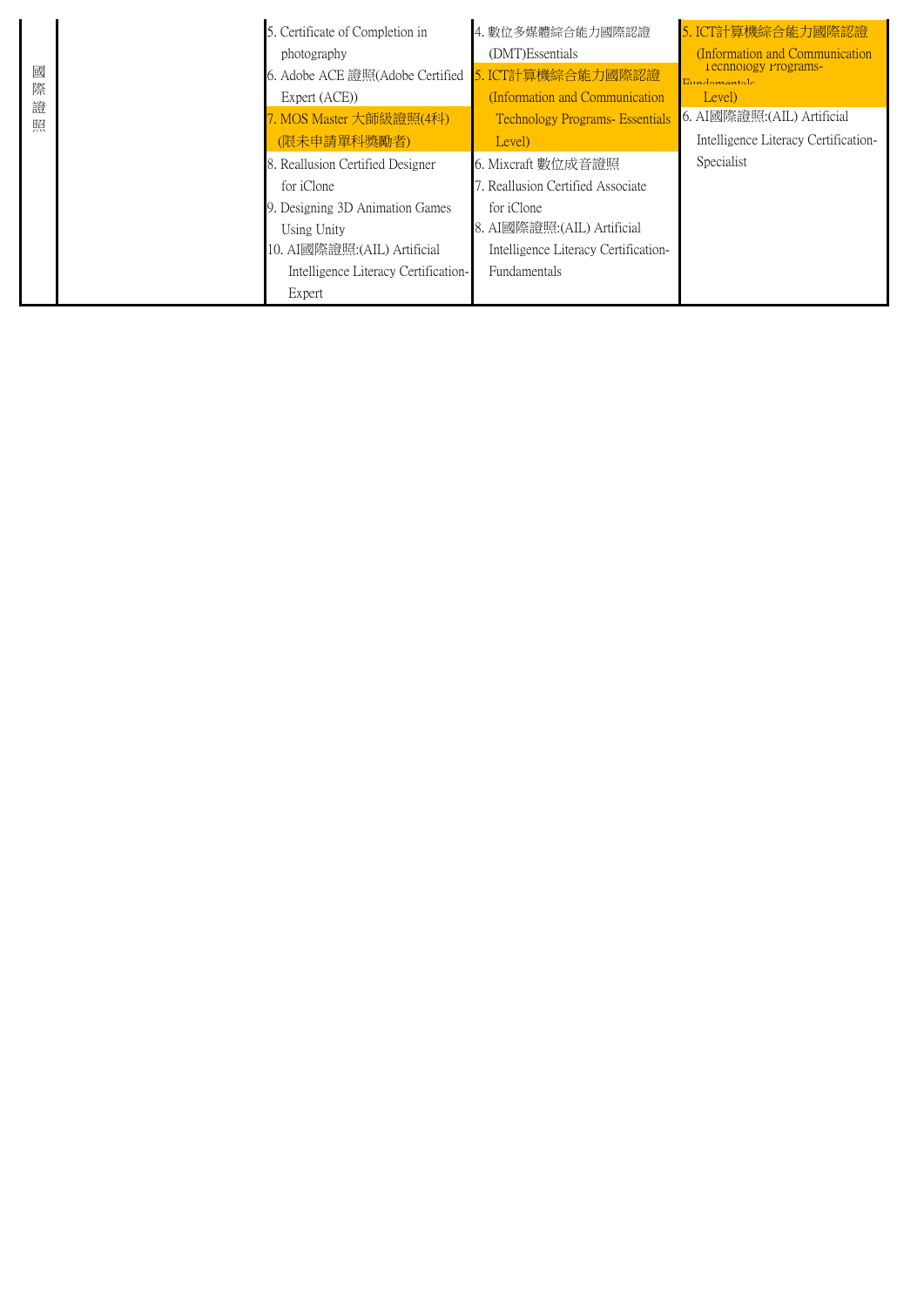| | | | | |
|---|---|---|---|---|
| 國際證照 | | 5. Certificate of Completion in photography<br>6. Adobe ACE 證照(Adobe Certified Expert (ACE))<br>7. MOS Master 大師級證照(4科)(限未申請單科獎勵者)<br>8. Reallusion Certified Designer for iClone<br>9. Designing 3D Animation Games Using Unity<br>10. AI國際證照:(AIL) Artificial Intelligence Literacy Certification-Expert | 4. 數位多媒體綜合能力國際認證(DMT)Essentials<br>5. ICT計算機綜合能力國際認證(Information and Communication Technology Programs- Essentials Level)<br>6. Mixcraft 數位成音證照<br>7. Reallusion Certified Associate for iClone<br>8. AI國際證照:(AIL) Artificial Intelligence Literacy Certification-Fundamentals | 5. ICT計算機綜合能力國際認證(Information and Communication Technology Programs-Fundamentals Level)<br>6. AI國際證照:(AIL) Artificial Intelligence Literacy Certification-Specialist |